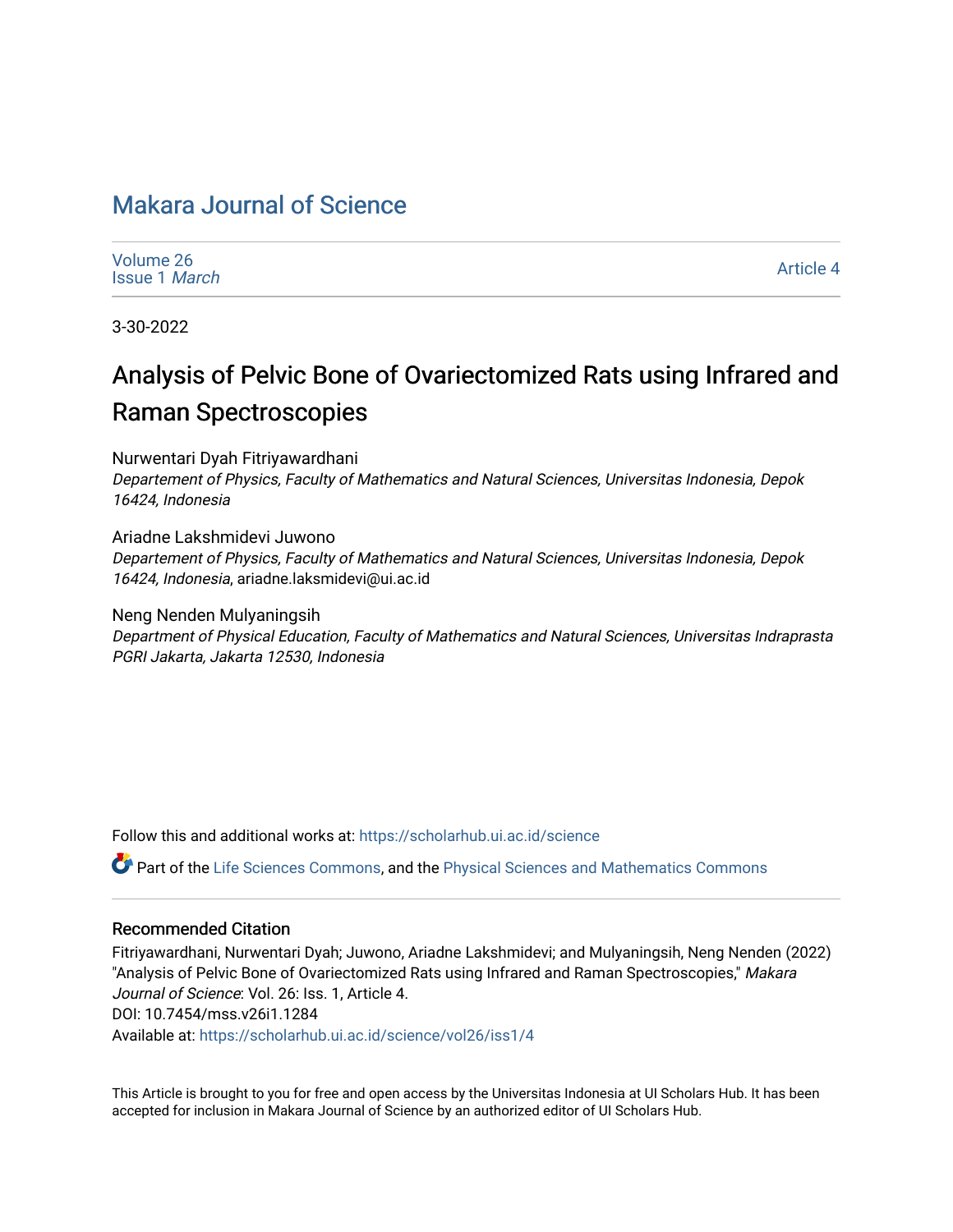# Makara Journal of Science

Volume 26
Issue 1 *March*

Article 4

3-30-2022

## Analysis of Pelvic Bone of Ovariectomized Rats using Infrared and Raman Spectroscopies

Nurwentari Dyah Fitriyawardhani
*Departement of Physics, Faculty of Mathematics and Natural Sciences, Universitas Indonesia, Depok 16424, Indonesia*

Ariadne Lakshmidevi Juwono
*Departement of Physics, Faculty of Mathematics and Natural Sciences, Universitas Indonesia, Depok 16424, Indonesia*, ariadne.laksmidevi@ui.ac.id

Neng Nenden Mulyaningsih
*Department of Physical Education, Faculty of Mathematics and Natural Sciences, Universitas Indraprasta PGRI Jakarta, Jakarta 12530, Indonesia*

Follow this and additional works at: https://scholarhub.ui.ac.id/science

Part of the Life Sciences Commons, and the Physical Sciences and Mathematics Commons

### Recommended Citation

Fitriyawardhani, Nurwentari Dyah; Juwono, Ariadne Lakshmidevi; and Mulyaningsih, Neng Nenden (2022) "Analysis of Pelvic Bone of Ovariectomized Rats using Infrared and Raman Spectroscopies," *Makara Journal of Science*: Vol. 26: Iss. 1, Article 4.
DOI: 10.7454/mss.v26i1.1284
Available at: https://scholarhub.ui.ac.id/science/vol26/iss1/4

This Article is brought to you for free and open access by the Universitas Indonesia at UI Scholars Hub. It has been accepted for inclusion in Makara Journal of Science by an authorized editor of UI Scholars Hub.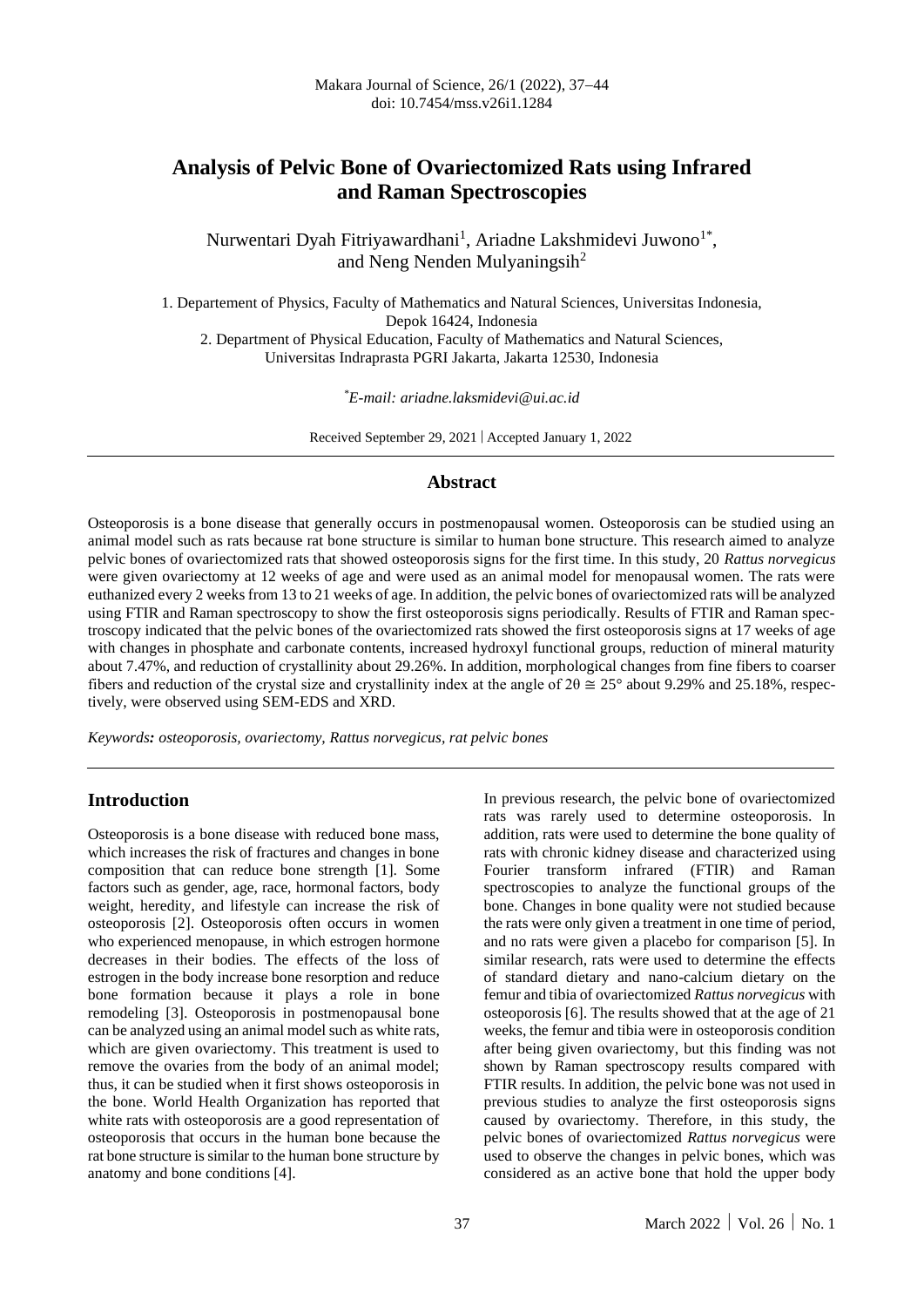# Analysis of Pelvic Bone of Ovariectomized Rats using Infrared and Raman Spectroscopies

Nurwentari Dyah Fitriyawardhani[1], Ariadne Lakshmidevi Juwono[1*], and Neng Nenden Mulyaningsih[2]

1. Departement of Physics, Faculty of Mathematics and Natural Sciences, Universitas Indonesia, Depok 16424, Indonesia
2. Department of Physical Education, Faculty of Mathematics and Natural Sciences, Universitas Indraprasta PGRI Jakarta, Jakarta 12530, Indonesia

*E-mail: ariadne.laksmidevi@ui.ac.id*

Received September 29, 2021 | Accepted January 1, 2022

## Abstract

Osteoporosis is a bone disease that generally occurs in postmenopausal women. Osteoporosis can be studied using an animal model such as rats because rat bone structure is similar to human bone structure. This research aimed to analyze pelvic bones of ovariectomized rats that showed osteoporosis signs for the first time. In this study, 20 *Rattus norvegicus* were given ovariectomy at 12 weeks of age and were used as an animal model for menopausal women. The rats were euthanized every 2 weeks from 13 to 21 weeks of age. In addition, the pelvic bones of ovariectomized rats will be analyzed using FTIR and Raman spectroscopy to show the first osteoporosis signs periodically. Results of FTIR and Raman spectroscopy indicated that the pelvic bones of the ovariectomized rats showed the first osteoporosis signs at 17 weeks of age with changes in phosphate and carbonate contents, increased hydroxyl functional groups, reduction of mineral maturity about 7.47%, and reduction of crystallinity about 29.26%. In addition, morphological changes from fine fibers to coarser fibers and reduction of the crystal size and crystallinity index at the angle of $2\theta \cong 25°$ about 9.29% and 25.18%, respectively, were observed using SEM-EDS and XRD.

*Keywords: osteoporosis, ovariectomy, Rattus norvegicus, rat pelvic bones*

## Introduction

Osteoporosis is a bone disease with reduced bone mass, which increases the risk of fractures and changes in bone composition that can reduce bone strength [1]. Some factors such as gender, age, race, hormonal factors, body weight, heredity, and lifestyle can increase the risk of osteoporosis [2]. Osteoporosis often occurs in women who experienced menopause, in which estrogen hormone decreases in their bodies. The effects of the loss of estrogen in the body increase bone resorption and reduce bone formation because it plays a role in bone remodeling [3]. Osteoporosis in postmenopausal bone can be analyzed using an animal model such as white rats, which are given ovariectomy. This treatment is used to remove the ovaries from the body of an animal model; thus, it can be studied when it first shows osteoporosis in the bone. World Health Organization has reported that white rats with osteoporosis are a good representation of osteoporosis that occurs in the human bone because the rat bone structure is similar to the human bone structure by anatomy and bone conditions [4].

In previous research, the pelvic bone of ovariectomized rats was rarely used to determine osteoporosis. In addition, rats were used to determine the bone quality of rats with chronic kidney disease and characterized using Fourier transform infrared (FTIR) and Raman spectroscopies to analyze the functional groups of the bone. Changes in bone quality were not studied because the rats were only given a treatment in one time of period, and no rats were given a placebo for comparison [5]. In similar research, rats were used to determine the effects of standard dietary and nano-calcium dietary on the femur and tibia of ovariectomized *Rattus norvegicus* with osteoporosis [6]. The results showed that at the age of 21 weeks, the femur and tibia were in osteoporosis condition after being given ovariectomy, but this finding was not shown by Raman spectroscopy results compared with FTIR results. In addition, the pelvic bone was not used in previous studies to analyze the first osteoporosis signs caused by ovariectomy. Therefore, in this study, the pelvic bones of ovariectomized *Rattus norvegicus* were used to observe the changes in pelvic bones, which was considered as an active bone that hold the upper body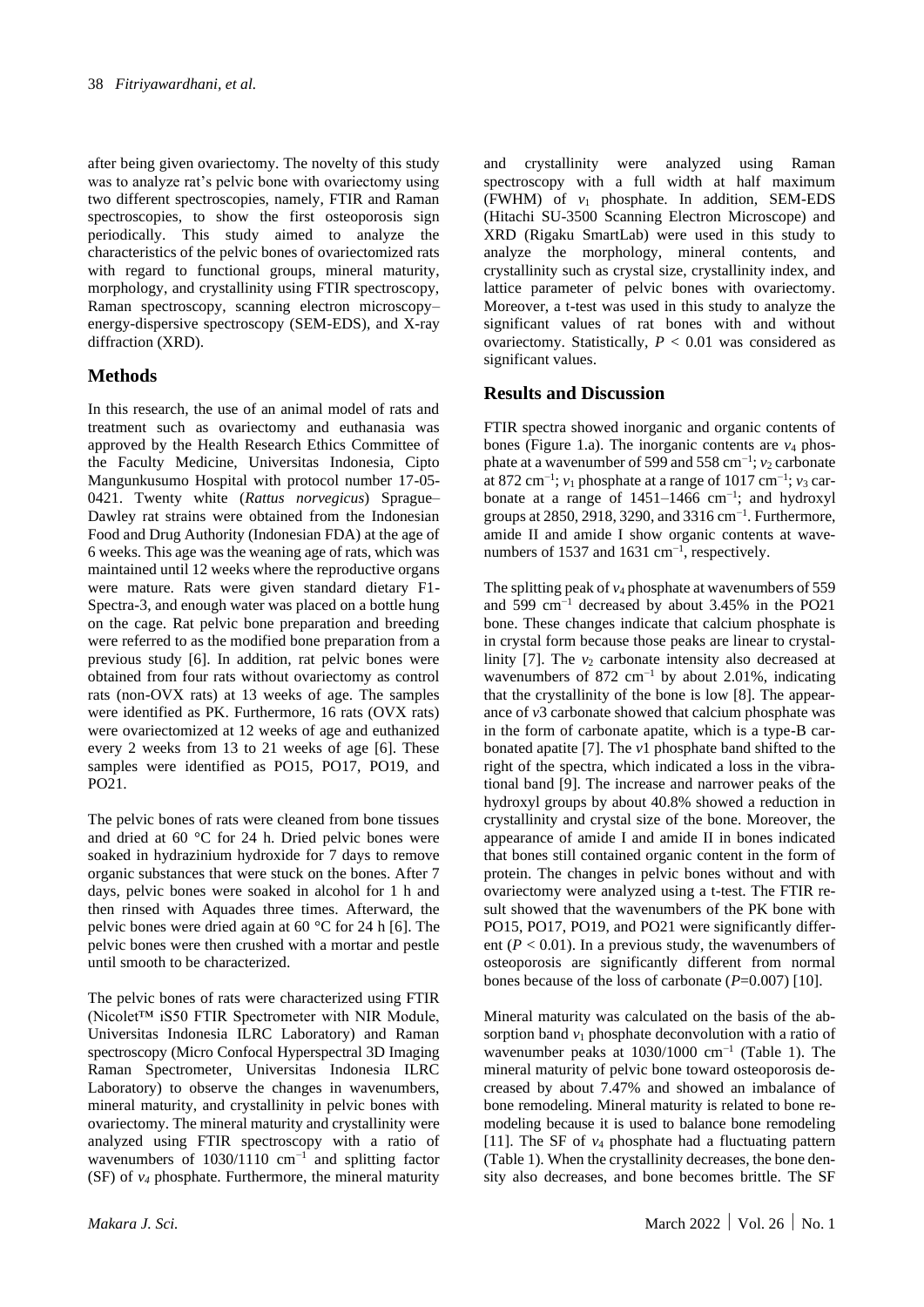after being given ovariectomy. The novelty of this study was to analyze rat's pelvic bone with ovariectomy using two different spectroscopies, namely, FTIR and Raman spectroscopies, to show the first osteoporosis sign periodically. This study aimed to analyze the characteristics of the pelvic bones of ovariectomized rats with regard to functional groups, mineral maturity, morphology, and crystallinity using FTIR spectroscopy, Raman spectroscopy, scanning electron microscopy–energy-dispersive spectroscopy (SEM-EDS), and X-ray diffraction (XRD).

## Methods

In this research, the use of an animal model of rats and treatment such as ovariectomy and euthanasia was approved by the Health Research Ethics Committee of the Faculty Medicine, Universitas Indonesia, Cipto Mangunkusumo Hospital with protocol number 17-05-0421. Twenty white (*Rattus norvegicus*) Sprague–Dawley rat strains were obtained from the Indonesian Food and Drug Authority (Indonesian FDA) at the age of 6 weeks. This age was the weaning age of rats, which was maintained until 12 weeks where the reproductive organs were mature. Rats were given standard dietary F1-Spectra-3, and enough water was placed on a bottle hung on the cage. Rat pelvic bone preparation and breeding were referred to as the modified bone preparation from a previous study [6]. In addition, rat pelvic bones were obtained from four rats without ovariectomy as control rats (non-OVX rats) at 13 weeks of age. The samples were identified as PK. Furthermore, 16 rats (OVX rats) were ovariectomized at 12 weeks of age and euthanized every 2 weeks from 13 to 21 weeks of age [6]. These samples were identified as PO15, PO17, PO19, and PO21.

The pelvic bones of rats were cleaned from bone tissues and dried at 60 °C for 24 h. Dried pelvic bones were soaked in hydrazinium hydroxide for 7 days to remove organic substances that were stuck on the bones. After 7 days, pelvic bones were soaked in alcohol for 1 h and then rinsed with Aquades three times. Afterward, the pelvic bones were dried again at 60 °C for 24 h [6]. The pelvic bones were then crushed with a mortar and pestle until smooth to be characterized.

The pelvic bones of rats were characterized using FTIR (Nicolet™ iS50 FTIR Spectrometer with NIR Module, Universitas Indonesia ILRC Laboratory) and Raman spectroscopy (Micro Confocal Hyperspectral 3D Imaging Raman Spectrometer, Universitas Indonesia ILRC Laboratory) to observe the changes in wavenumbers, mineral maturity, and crystallinity in pelvic bones with ovariectomy. The mineral maturity and crystallinity were analyzed using FTIR spectroscopy with a ratio of wavenumbers of 1030/1110 cm$^{-1}$ and splitting factor (SF) of $v_4$ phosphate. Furthermore, the mineral maturity and crystallinity were analyzed using Raman spectroscopy with a full width at half maximum (FWHM) of $v_1$ phosphate. In addition, SEM-EDS (Hitachi SU-3500 Scanning Electron Microscope) and XRD (Rigaku SmartLab) were used in this study to analyze the morphology, mineral contents, and crystallinity such as crystal size, crystallinity index, and lattice parameter of pelvic bones with ovariectomy. Moreover, a t-test was used in this study to analyze the significant values of rat bones with and without ovariectomy. Statistically, $P < 0.01$ was considered as significant values.

## Results and Discussion

FTIR spectra showed inorganic and organic contents of bones (Figure 1.a). The inorganic contents are $v_4$ phosphate at a wavenumber of 599 and 558 cm$^{-1}$; $v_2$ carbonate at 872 cm$^{-1}$; $v_1$ phosphate at a range of 1017 cm$^{-1}$; $v_3$ carbonate at a range of 1451–1466 cm$^{-1}$; and hydroxyl groups at 2850, 2918, 3290, and 3316 cm$^{-1}$. Furthermore, amide II and amide I show organic contents at wavenumbers of 1537 and 1631 cm$^{-1}$, respectively.

The splitting peak of $v_4$ phosphate at wavenumbers of 559 and 599 cm$^{-1}$ decreased by about 3.45% in the PO21 bone. These changes indicate that calcium phosphate is in crystal form because those peaks are linear to crystallinity [7]. The $v_2$ carbonate intensity also decreased at wavenumbers of 872 cm$^{-1}$ by about 2.01%, indicating that the crystallinity of the bone is low [8]. The appearance of $v3$ carbonate showed that calcium phosphate was in the form of carbonate apatite, which is a type-B carbonated apatite [7]. The $v1$ phosphate band shifted to the right of the spectra, which indicated a loss in the vibrational band [9]. The increase and narrower peaks of the hydroxyl groups by about 40.8% showed a reduction in crystallinity and crystal size of the bone. Moreover, the appearance of amide I and amide II in bones indicated that bones still contained organic content in the form of protein. The changes in pelvic bones without and with ovariectomy were analyzed using a t-test. The FTIR result showed that the wavenumbers of the PK bone with PO15, PO17, PO19, and PO21 were significantly different ($P < 0.01$). In a previous study, the wavenumbers of osteoporosis are significantly different from normal bones because of the loss of carbonate ($P$=0.007) [10].

Mineral maturity was calculated on the basis of the absorption band $v_1$ phosphate deconvolution with a ratio of wavenumber peaks at 1030/1000 cm$^{-1}$ (Table 1). The mineral maturity of pelvic bone toward osteoporosis decreased by about 7.47% and showed an imbalance of bone remodeling. Mineral maturity is related to bone remodeling because it is used to balance bone remodeling [11]. The SF of $v_4$ phosphate had a fluctuating pattern (Table 1). When the crystallinity decreases, the bone density also decreases, and bone becomes brittle. The SF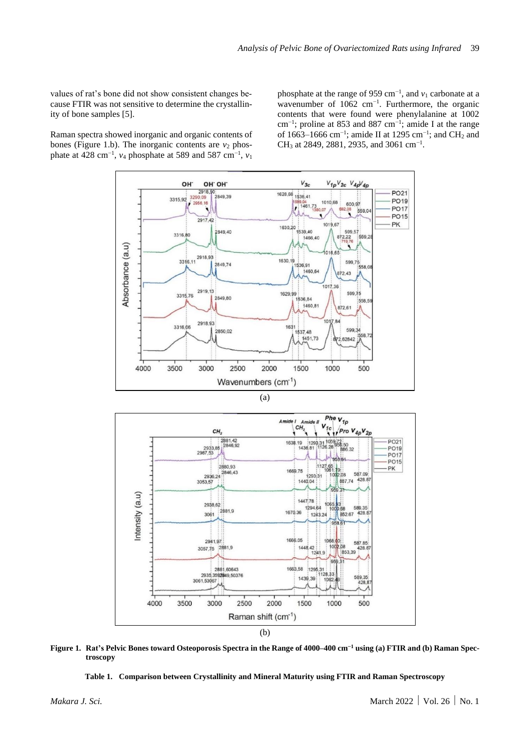values of rat's bone did not show consistent changes because FTIR was not sensitive to determine the crystallinity of bone samples [5].

Raman spectra showed inorganic and organic contents of bones (Figure 1.b). The inorganic contents are $v_2$ phosphate at 428 cm$^{-1}$, $v_4$ phosphate at 589 and 587 cm$^{-1}$, $v_1$ phosphate at the range of 959 cm$^{-1}$, and $v_1$ carbonate at a wavenumber of 1062 cm$^{-1}$. Furthermore, the organic contents that were found were phenylalanine at 1002 cm$^{-1}$; proline at 853 and 887 cm$^{-1}$; amide I at the range of 1663–1666 cm$^{-1}$; amide II at 1295 cm$^{-1}$; and $CH_2$ and $CH_3$ at 2849, 2881, 2935, and 3061 cm$^{-1}$.

(a)

(b)

**Figure 1. Rat's Pelvic Bones toward Osteoporosis Spectra in the Range of 4000–400 cm$^{-1}$ using (a) FTIR and (b) Raman Spectroscopy**

**Table 1. Comparison between Crystallinity and Mineral Maturity using FTIR and Raman Spectroscopy**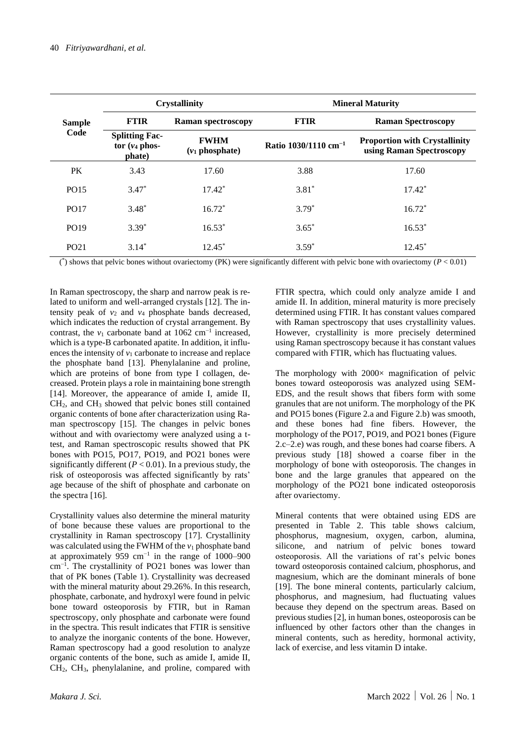| Sample Code | Crystallinity | | Mineral Maturity | |
|---|---|---|---|---|
| | FTIR | Raman spectroscopy | FTIR | Raman Spectroscopy |
| | Splitting Factor ($v_4$ phosphate) | FWHM ($v_1$ phosphate) | Ratio 1030/1110 $cm^{-1}$ | Proportion with Crystallinity using Raman Spectroscopy |
| PK | 3.43 | 17.60 | 3.88 | 17.60 |
| PO15 | $3.47^*$ | $17.42^*$ | $3.81^*$ | $17.42^*$ |
| PO17 | $3.48^*$ | $16.72^*$ | $3.79^*$ | $16.72^*$ |
| PO19 | $3.39^*$ | $16.53^*$ | $3.65^*$ | $16.53^*$ |
| PO21 | $3.14^*$ | $12.45^*$ | $3.59^*$ | $12.45^*$ |

($^*$) shows that pelvic bones without ovariectomy (PK) were significantly different with pelvic bone with ovariectomy ($P < 0.01$)

In Raman spectroscopy, the sharp and narrow peak is related to uniform and well-arranged crystals [12]. The intensity peak of $v_2$ and $v_4$ phosphate bands decreased, which indicates the reduction of crystal arrangement. By contrast, the $v_1$ carbonate band at 1062 $cm^{-1}$ increased, which is a type-B carbonated apatite. In addition, it influences the intensity of $v_1$ carbonate to increase and replace the phosphate band [13]. Phenylalanine and proline, which are proteins of bone from type I collagen, decreased. Protein plays a role in maintaining bone strength [14]. Moreover, the appearance of amide I, amide II, $CH_2$, and $CH_3$ showed that pelvic bones still contained organic contents of bone after characterization using Raman spectroscopy [15]. The changes in pelvic bones without and with ovariectomy were analyzed using a t-test, and Raman spectroscopic results showed that PK bones with PO15, PO17, PO19, and PO21 bones were significantly different ($P < 0.01$). In a previous study, the risk of osteoporosis was affected significantly by rats' age because of the shift of phosphate and carbonate on the spectra [16].

Crystallinity values also determine the mineral maturity of bone because these values are proportional to the crystallinity in Raman spectroscopy [17]. Crystallinity was calculated using the FWHM of the $v_1$ phosphate band at approximately 959 $cm^{-1}$ in the range of 1000–900 $cm^{-1}$. The crystallinity of PO21 bones was lower than that of PK bones (Table 1). Crystallinity was decreased with the mineral maturity about 29.26%. In this research, phosphate, carbonate, and hydroxyl were found in pelvic bone toward osteoporosis by FTIR, but in Raman spectroscopy, only phosphate and carbonate were found in the spectra. This result indicates that FTIR is sensitive to analyze the inorganic contents of the bone. However, Raman spectroscopy had a good resolution to analyze organic contents of the bone, such as amide I, amide II, $CH_2$, $CH_3$, phenylalanine, and proline, compared with FTIR spectra, which could only analyze amide I and amide II. In addition, mineral maturity is more precisely determined using FTIR. It has constant values compared with Raman spectroscopy that uses crystallinity values. However, crystallinity is more precisely determined using Raman spectroscopy because it has constant values compared with FTIR, which has fluctuating values.

The morphology with 2000× magnification of pelvic bones toward osteoporosis was analyzed using SEM-EDS, and the result shows that fibers form with some granules that are not uniform. The morphology of the PK and PO15 bones (Figure 2.a and Figure 2.b) was smooth, and these bones had fine fibers. However, the morphology of the PO17, PO19, and PO21 bones (Figure 2.c–2.e) was rough, and these bones had coarse fibers. A previous study [18] showed a coarse fiber in the morphology of bone with osteoporosis. The changes in bone and the large granules that appeared on the morphology of the PO21 bone indicated osteoporosis after ovariectomy.

Mineral contents that were obtained using EDS are presented in Table 2. This table shows calcium, phosphorus, magnesium, oxygen, carbon, alumina, silicone, and natrium of pelvic bones toward osteoporosis. All the variations of rat's pelvic bones toward osteoporosis contained calcium, phosphorus, and magnesium, which are the dominant minerals of bone [19]. The bone mineral contents, particularly calcium, phosphorus, and magnesium, had fluctuating values because they depend on the spectrum areas. Based on previous studies [2], in human bones, osteoporosis can be influenced by other factors other than the changes in mineral contents, such as heredity, hormonal activity, lack of exercise, and less vitamin D intake.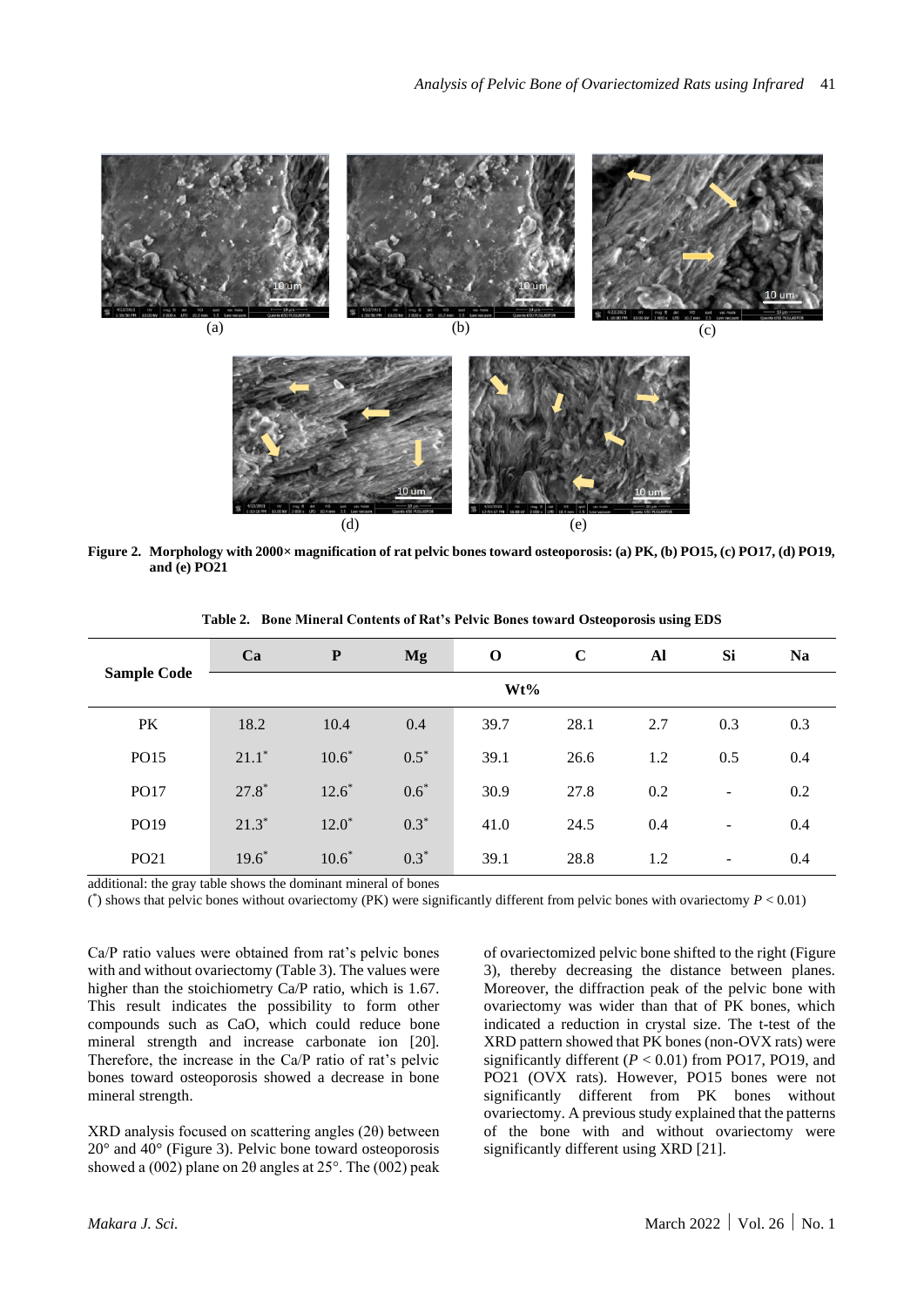**Figure 2. Morphology with 2000× magnification of rat pelvic bones toward osteoporosis: (a) PK, (b) PO15, (c) PO17, (d) PO19, and (e) PO21**

**Table 2. Bone Mineral Contents of Rat's Pelvic Bones toward Osteoporosis using EDS**

| Sample Code | Ca | P | Mg | O | C | Al | Si | Na |
|---|---|---|---|---|---|---|---|---|
| | Wt% | | | | | | | |
| PK | 18.2 | 10.4 | 0.4 | 39.7 | 28.1 | 2.7 | 0.3 | 0.3 |
| PO15 | 21.1* | 10.6* | 0.5* | 39.1 | 26.6 | 1.2 | 0.5 | 0.4 |
| PO17 | 27.8* | 12.6* | 0.6* | 30.9 | 27.8 | 0.2 | - | 0.2 |
| PO19 | 21.3* | 12.0* | 0.3* | 41.0 | 24.5 | 0.4 | - | 0.4 |
| PO21 | 19.6* | 10.6* | 0.3* | 39.1 | 28.8 | 1.2 | - | 0.4 |

additional: the gray table shows the dominant mineral of bones

(*) shows that pelvic bones without ovariectomy (PK) were significantly different from pelvic bones with ovariectomy $P < 0.01$)

Ca/P ratio values were obtained from rat's pelvic bones with and without ovariectomy (Table 3). The values were higher than the stoichiometry Ca/P ratio, which is 1.67. This result indicates the possibility to form other compounds such as CaO, which could reduce bone mineral strength and increase carbonate ion [20]. Therefore, the increase in the Ca/P ratio of rat's pelvic bones toward osteoporosis showed a decrease in bone mineral strength.

XRD analysis focused on scattering angles (2θ) between 20° and 40° (Figure 3). Pelvic bone toward osteoporosis showed a (002) plane on 2θ angles at 25°. The (002) peak of ovariectomized pelvic bone shifted to the right (Figure 3), thereby decreasing the distance between planes. Moreover, the diffraction peak of the pelvic bone with ovariectomy was wider than that of PK bones, which indicated a reduction in crystal size. The t-test of the XRD pattern showed that PK bones (non-OVX rats) were significantly different ($P < 0.01$) from PO17, PO19, and PO21 (OVX rats). However, PO15 bones were not significantly different from PK bones without ovariectomy. A previous study explained that the patterns of the bone with and without ovariectomy were significantly different using XRD [21].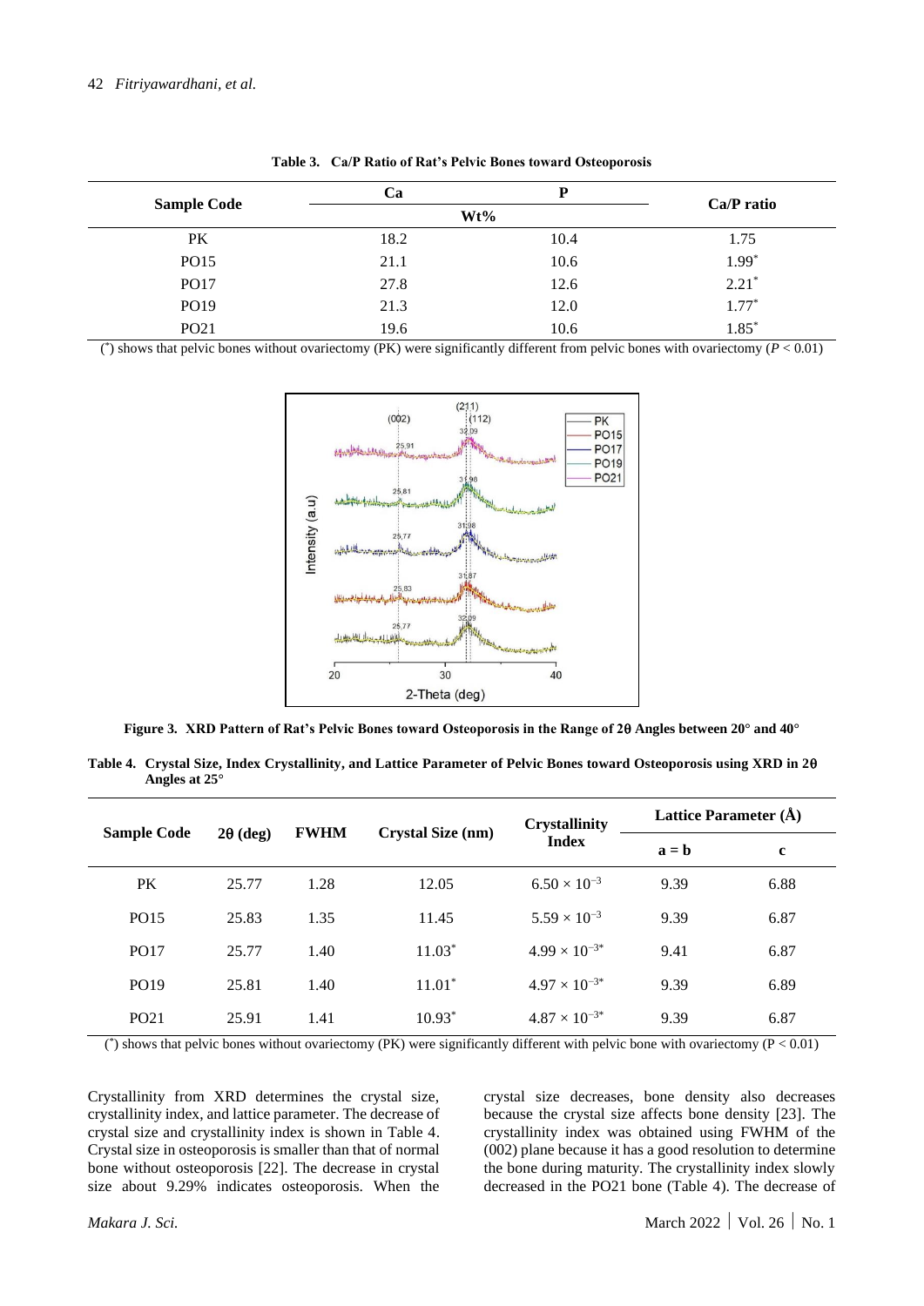**Table 3. Ca/P Ratio of Rat's Pelvic Bones toward Osteoporosis**

| Sample Code | Ca | P | Ca/P ratio |
|---|---|---|---|
| | Wt% | | |
| PK | 18.2 | 10.4 | 1.75 |
| PO15 | 21.1 | 10.6 | 1.99* |
| PO17 | 27.8 | 12.6 | 2.21* |
| PO19 | 21.3 | 12.0 | 1.77* |
| PO21 | 19.6 | 10.6 | 1.85* |

(*) shows that pelvic bones without ovariectomy (PK) were significantly different from pelvic bones with ovariectomy ($P < 0.01$)

**Figure 3. XRD Pattern of Rat's Pelvic Bones toward Osteoporosis in the Range of 2θ Angles between 20° and 40°**

**Table 4. Crystal Size, Index Crystallinity, and Lattice Parameter of Pelvic Bones toward Osteoporosis using XRD in 2θ Angles at 25°**

| Sample Code | 2θ (deg) | FWHM | Crystal Size (nm) | Crystallinity Index | Lattice Parameter (Å) | |
|---|---|---|---|---|---|---|
| | | | | | a = b | c |
| PK | 25.77 | 1.28 | 12.05 | $6.50 \times 10^{-3}$ | 9.39 | 6.88 |
| PO15 | 25.83 | 1.35 | 11.45 | $5.59 \times 10^{-3}$ | 9.39 | 6.87 |
| PO17 | 25.77 | 1.40 | 11.03* | $4.99 \times 10^{-3*}$ | 9.41 | 6.87 |
| PO19 | 25.81 | 1.40 | 11.01* | $4.97 \times 10^{-3*}$ | 9.39 | 6.89 |
| PO21 | 25.91 | 1.41 | 10.93* | $4.87 \times 10^{-3*}$ | 9.39 | 6.87 |

(*) shows that pelvic bones without ovariectomy (PK) were significantly different with pelvic bone with ovariectomy ($P < 0.01$)

Crystallinity from XRD determines the crystal size, crystallinity index, and lattice parameter. The decrease of crystal size and crystallinity index is shown in Table 4. Crystal size in osteoporosis is smaller than that of normal bone without osteoporosis [22]. The decrease in crystal size about 9.29% indicates osteoporosis. When the crystal size decreases, bone density also decreases because the crystal size affects bone density [23]. The crystallinity index was obtained using FWHM of the (002) plane because it has a good resolution to determine the bone during maturity. The crystallinity index slowly decreased in the PO21 bone (Table 4). The decrease of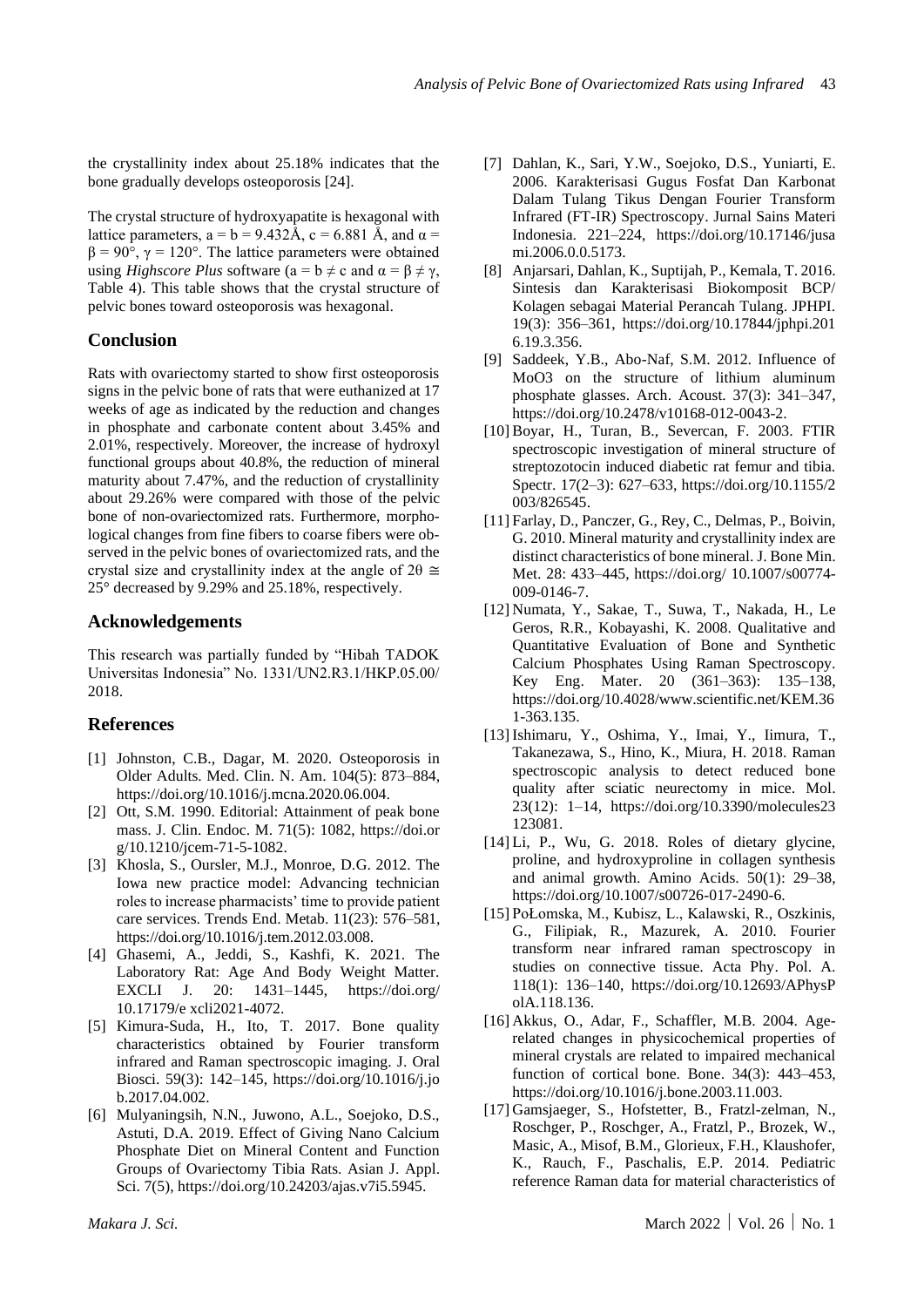the crystallinity index about 25.18% indicates that the bone gradually develops osteoporosis [24].

The crystal structure of hydroxyapatite is hexagonal with lattice parameters, a = b = 9.432Å, c = 6.881 Å, and $\alpha = \beta = 90°$, $\gamma = 120°$. The lattice parameters were obtained using *Highscore Plus* software (a = b ≠ c and $\alpha = \beta \neq \gamma$, Table 4). This table shows that the crystal structure of pelvic bones toward osteoporosis was hexagonal.

## Conclusion

Rats with ovariectomy started to show first osteoporosis signs in the pelvic bone of rats that were euthanized at 17 weeks of age as indicated by the reduction and changes in phosphate and carbonate content about 3.45% and 2.01%, respectively. Moreover, the increase of hydroxyl functional groups about 40.8%, the reduction of mineral maturity about 7.47%, and the reduction of crystallinity about 29.26% were compared with those of the pelvic bone of non-ovariectomized rats. Furthermore, morphological changes from fine fibers to coarse fibers were observed in the pelvic bones of ovariectomized rats, and the crystal size and crystallinity index at the angle of $2\theta \cong 25°$ decreased by 9.29% and 25.18%, respectively.

## Acknowledgements

This research was partially funded by "Hibah TADOK Universitas Indonesia" No. 1331/UN2.R3.1/HKP.05.00/ 2018.

## References

[1] Johnston, C.B., Dagar, M. 2020. Osteoporosis in Older Adults. Med. Clin. N. Am. 104(5): 873–884, https://doi.org/10.1016/j.mcna.2020.06.004.

[2] Ott, S.M. 1990. Editorial: Attainment of peak bone mass. J. Clin. Endoc. M. 71(5): 1082, https://doi.org/10.1210/jcem-71-5-1082.

[3] Khosla, S., Oursler, M.J., Monroe, D.G. 2012. The Iowa new practice model: Advancing technician roles to increase pharmacists' time to provide patient care services. Trends End. Metab. 11(23): 576–581, https://doi.org/10.1016/j.tem.2012.03.008.

[4] Ghasemi, A., Jeddi, S., Kashfi, K. 2021. The Laboratory Rat: Age And Body Weight Matter. EXCLI J. 20: 1431–1445, https://doi.org/10.17179/excli2021-4072.

[5] Kimura-Suda, H., Ito, T. 2017. Bone quality characteristics obtained by Fourier transform infrared and Raman spectroscopic imaging. J. Oral Biosci. 59(3): 142–145, https://doi.org/10.1016/j.job.2017.04.002.

[6] Mulyaningsih, N.N., Juwono, A.L., Soejoko, D.S., Astuti, D.A. 2019. Effect of Giving Nano Calcium Phosphate Diet on Mineral Content and Function Groups of Ovariectomy Tibia Rats. Asian J. Appl. Sci. 7(5), https://doi.org/10.24203/ajas.v7i5.5945.

[7] Dahlan, K., Sari, Y.W., Soejoko, D.S., Yuniarti, E. 2006. Karakterisasi Gugus Fosfat Dan Karbonat Dalam Tulang Tikus Dengan Fourier Transform Infrared (FT-IR) Spectroscopy. Jurnal Sains Materi Indonesia. 221–224, https://doi.org/10.17146/jusami.2006.0.0.5173.

[8] Anjarsari, Dahlan, K., Suptijah, P., Kemala, T. 2016. Sintesis dan Karakterisasi Biokomposit BCP/ Kolagen sebagai Material Perancah Tulang. JPHPI. 19(3): 356–361, https://doi.org/10.17844/jphpi.2016.19.3.356.

[9] Saddeek, Y.B., Abo-Naf, S.M. 2012. Influence of MoO3 on the structure of lithium aluminum phosphate glasses. Arch. Acoust. 37(3): 341–347, https://doi.org/10.2478/v10168-012-0043-2.

[10] Boyar, H., Turan, B., Severcan, F. 2003. FTIR spectroscopic investigation of mineral structure of streptozotocin induced diabetic rat femur and tibia. Spectr. 17(2–3): 627–633, https://doi.org/10.1155/2003/826545.

[11] Farlay, D., Panczer, G., Rey, C., Delmas, P., Boivin, G. 2010. Mineral maturity and crystallinity index are distinct characteristics of bone mineral. J. Bone Min. Met. 28: 433–445, https://doi.org/ 10.1007/s00774-009-0146-7.

[12] Numata, Y., Sakae, T., Suwa, T., Nakada, H., Le Geros, R.R., Kobayashi, K. 2008. Qualitative and Quantitative Evaluation of Bone and Synthetic Calcium Phosphates Using Raman Spectroscopy. Key Eng. Mater. 20 (361–363): 135–138, https://doi.org/10.4028/www.scientific.net/KEM.361-363.135.

[13] Ishimaru, Y., Oshima, Y., Imai, Y., Iimura, T., Takanezawa, S., Hino, K., Miura, H. 2018. Raman spectroscopic analysis to detect reduced bone quality after sciatic neurectomy in mice. Mol. 23(12): 1–14, https://doi.org/10.3390/molecules23123081.

[14] Li, P., Wu, G. 2018. Roles of dietary glycine, proline, and hydroxyproline in collagen synthesis and animal growth. Amino Acids. 50(1): 29–38, https://doi.org/10.1007/s00726-017-2490-6.

[15] PoŁomska, M., Kubisz, L., Kalawski, R., Oszkinis, G., Filipiak, R., Mazurek, A. 2010. Fourier transform near infrared raman spectroscopy in studies on connective tissue. Acta Phy. Pol. A. 118(1): 136–140, https://doi.org/10.12693/APhysPolA.118.136.

[16] Akkus, O., Adar, F., Schaffler, M.B. 2004. Age-related changes in physicochemical properties of mineral crystals are related to impaired mechanical function of cortical bone. Bone. 34(3): 443–453, https://doi.org/10.1016/j.bone.2003.11.003.

[17] Gamsjaeger, S., Hofstetter, B., Fratzl-zelman, N., Roschger, P., Roschger, A., Fratzl, P., Brozek, W., Masic, A., Misof, B.M., Glorieux, F.H., Klaushofer, K., Rauch, F., Paschalis, E.P. 2014. Pediatric reference Raman data for material characteristics of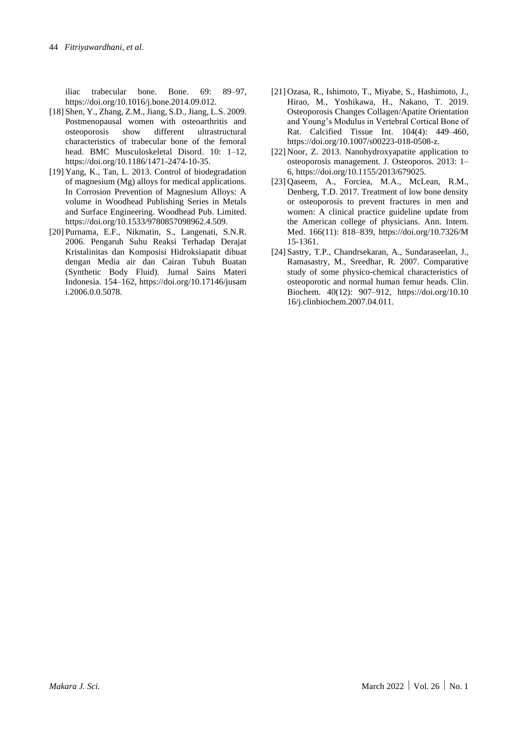iliac trabecular bone. Bone. 69: 89–97, https://doi.org/10.1016/j.bone.2014.09.012.

[18] Shen, Y., Zhang, Z.M., Jiang, S.D., Jiang, L.S. 2009. Postmenopausal women with osteoarthritis and osteoporosis show different ultrastructural characteristics of trabecular bone of the femoral head. BMC Musculoskeletal Disord. 10: 1–12, https://doi.org/10.1186/1471-2474-10-35.

[19] Yang, K., Tan, L. 2013. Control of biodegradation of magnesium (Mg) alloys for medical applications. In Corrosion Prevention of Magnesium Alloys: A volume in Woodhead Publishing Series in Metals and Surface Engineering. Woodhead Pub. Limited. https://doi.org/10.1533/9780857098962.4.509.

[20] Purnama, E.F., Nikmatin, S., Langenati, S.N.R. 2006. Pengaruh Suhu Reaksi Terhadap Derajat Kristalinitas dan Komposisi Hidroksiapatit dibuat dengan Media air dan Cairan Tubuh Buatan (Synthetic Body Fluid). Jurnal Sains Materi Indonesia. 154–162, https://doi.org/10.17146/jusami.2006.0.0.5078.

[21] Ozasa, R., Ishimoto, T., Miyabe, S., Hashimoto, J., Hirao, M., Yoshikawa, H., Nakano, T. 2019. Osteoporosis Changes Collagen/Apatite Orientation and Young's Modulus in Vertebral Cortical Bone of Rat. Calcified Tissue Int. 104(4): 449–460, https://doi.org/10.1007/s00223-018-0508-z.

[22] Noor, Z. 2013. Nanohydroxyapatite application to osteoporosis management. J. Osteoporos. 2013: 1–6, https://doi.org/10.1155/2013/679025.

[23] Qaseem, A., Forciea, M.A., McLean, R.M., Denberg, T.D. 2017. Treatment of low bone density or osteoporosis to prevent fractures in men and women: A clinical practice guideline update from the American college of physicians. Ann. Intern. Med. 166(11): 818–839, https://doi.org/10.7326/M15-1361.

[24] Sastry, T.P., Chandrsekaran, A., Sundaraseelan, J., Ramasastry, M., Sreedhar, R. 2007. Comparative study of some physico-chemical characteristics of osteoporotic and normal human femur heads. Clin. Biochem. 40(12): 907–912, https://doi.org/10.1016/j.clinbiochem.2007.04.011.